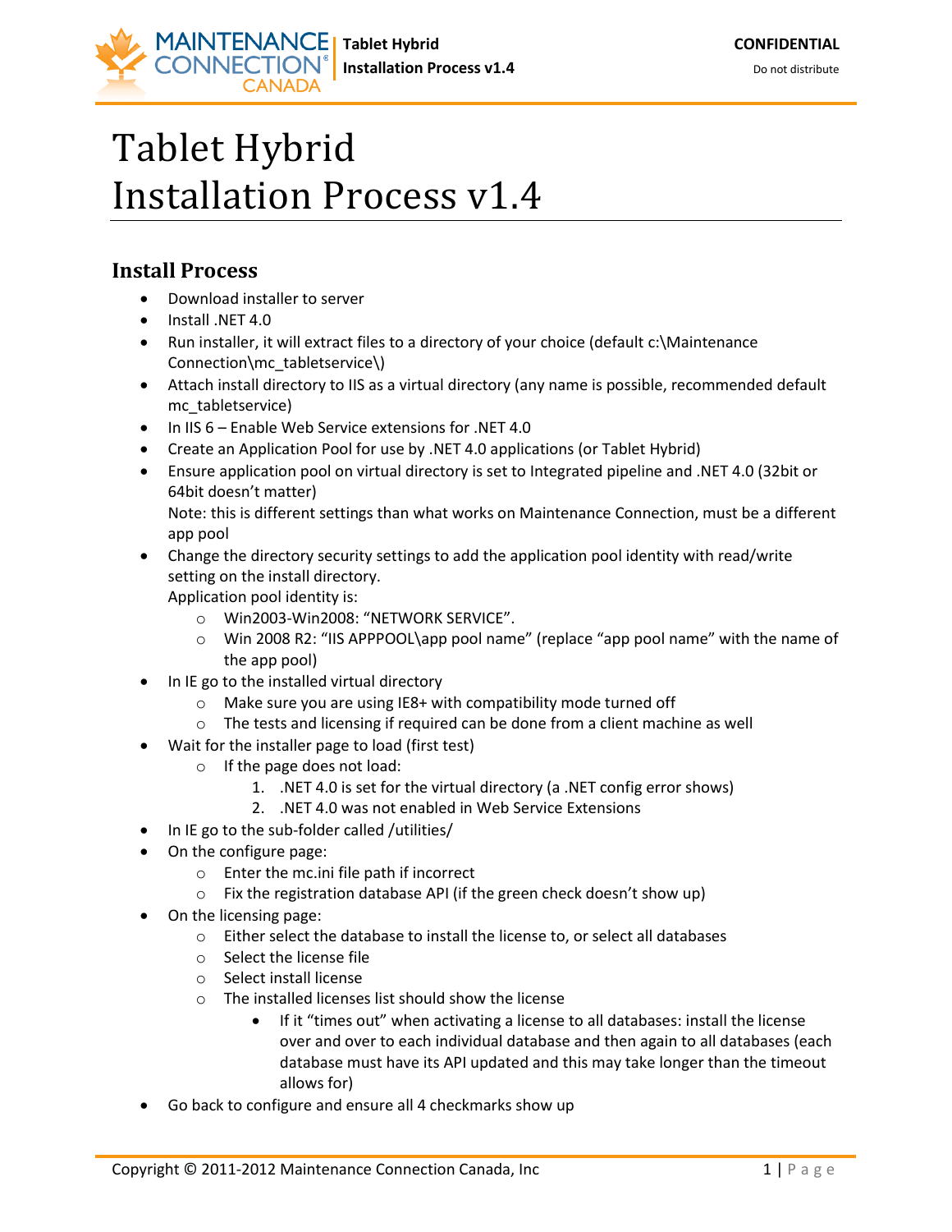# Tablet Hybrid
# Installation Process v1.4

## Install Process

- Download installer to server
- Install .NET 4.0
- Run installer, it will extract files to a directory of your choice (default c:\Maintenance Connection\mc_tabletservice\)
- Attach install directory to IIS as a virtual directory (any name is possible, recommended default mc_tabletservice)
- In IIS 6 – Enable Web Service extensions for .NET 4.0
- Create an Application Pool for use by .NET 4.0 applications (or Tablet Hybrid)
- Ensure application pool on virtual directory is set to Integrated pipeline and .NET 4.0 (32bit or 64bit doesn't matter)
  Note: this is different settings than what works on Maintenance Connection, must be a different app pool
- Change the directory security settings to add the application pool identity with read/write setting on the install directory.
  Application pool identity is:
    - Win2003-Win2008: "NETWORK SERVICE".
    - Win 2008 R2: "IIS APPPOOL\app pool name" (replace "app pool name" with the name of the app pool)
- In IE go to the installed virtual directory
    - Make sure you are using IE8+ with compatibility mode turned off
    - The tests and licensing if required can be done from a client machine as well
- Wait for the installer page to load (first test)
    - If the page does not load:
        1. .NET 4.0 is set for the virtual directory (a .NET config error shows)
        2. .NET 4.0 was not enabled in Web Service Extensions
- In IE go to the sub-folder called /utilities/
- On the configure page:
    - Enter the mc.ini file path if incorrect
    - Fix the registration database API (if the green check doesn't show up)
- On the licensing page:
    - Either select the database to install the license to, or select all databases
    - Select the license file
    - Select install license
    - The installed licenses list should show the license
        - If it "times out" when activating a license to all databases: install the license over and over to each individual database and then again to all databases (each database must have its API updated and this may take longer than the timeout allows for)
- Go back to configure and ensure all 4 checkmarks show up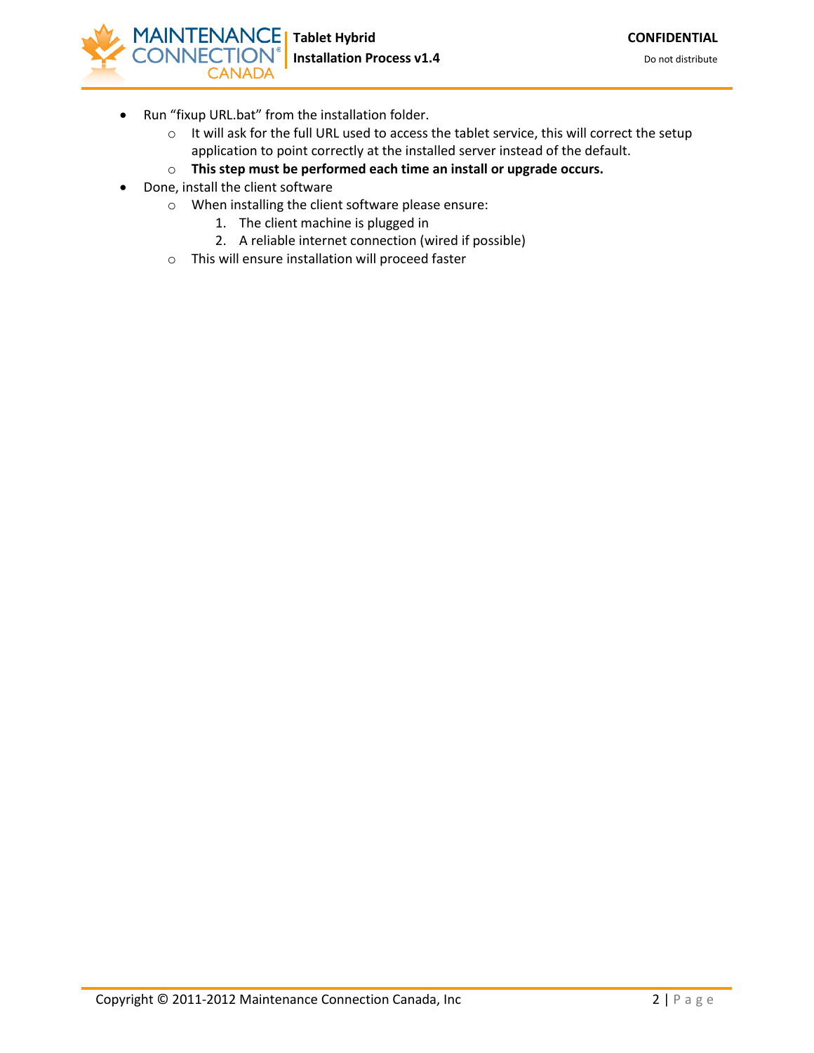- Run “fixup URL.bat” from the installation folder.
  - It will ask for the full URL used to access the tablet service, this will correct the setup application to point correctly at the installed server instead of the default.
  - **This step must be performed each time an install or upgrade occurs.**
- Done, install the client software
  - When installing the client software please ensure:
    1. The client machine is plugged in
    2. A reliable internet connection (wired if possible)
  - This will ensure installation will proceed faster